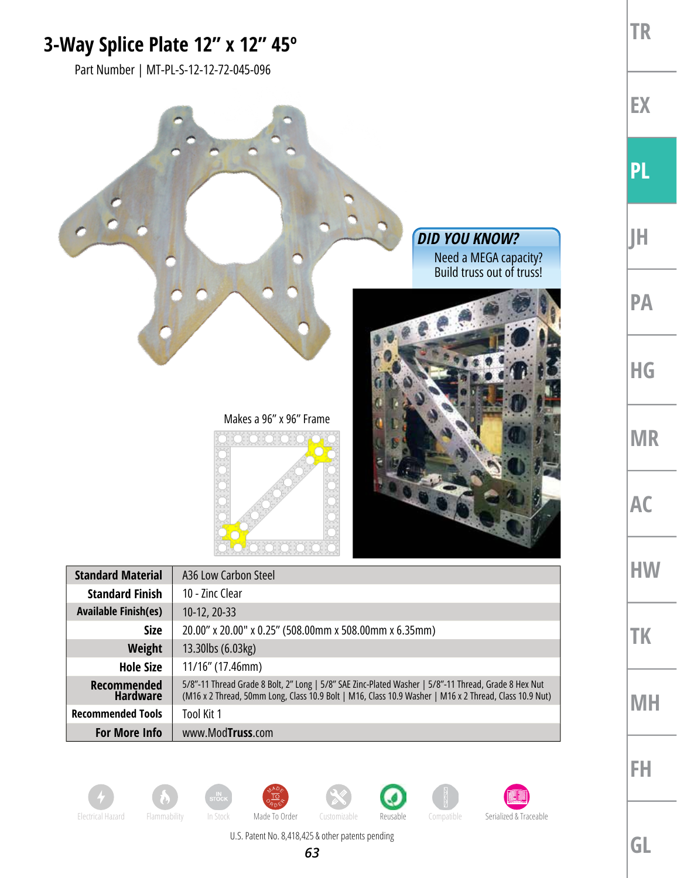# 3-Way Splice Plate 12" x 12" 45º

Part Number | MT-PL-S-12-12-72-045-096

**DID YOU KNOW?**

Need a MEGA capacity? Build truss out of truss!

Makes a 96" x 96" Frame

| Standard Material | A36 Low Carbon Steel |
|---|---|
| Standard Finish | 10 - Zinc Clear |
| Available Finish(es) | 10-12, 20-33 |
| Size | 20.00" x 20.00" x 0.25" (508.00mm x 508.00mm x 6.35mm) |
| Weight | 13.30lbs (6.03kg) |
| Hole Size | 11/16" (17.46mm) |
| Recommended Hardware | 5/8"-11 Thread Grade 8 Bolt, 2" Long \| 5/8" SAE Zinc-Plated Washer \| 5/8"-11 Thread, Grade 8 Hex Nut (M16 x 2 Thread, 50mm Long, Class 10.9 Bolt \| M16, Class 10.9 Washer \| M16 x 2 Thread, Class 10.9 Nut) |
| Recommended Tools | Tool Kit 1 |
| For More Info | www.ModTruss.com |

Electrical Hazard | Flammability | In Stock | Made To Order | Customizable | Reusable | Compatible | Serialized & Traceable

U.S. Patent No. 8,418,425 & other patents pending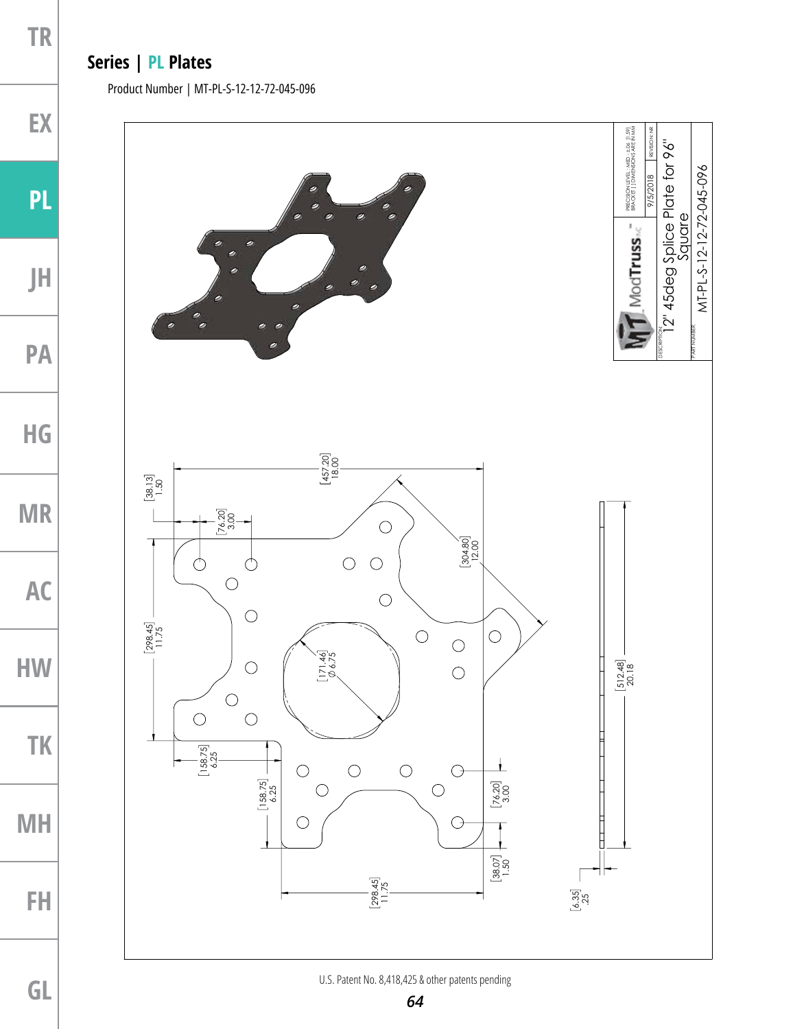## Series | PL Plates

Product Number | MT-PL-S-12-12-72-045-096

ModTruss LLC

PRECISION LEVEL - MED ±.06 [1.59]
BRACKET [ ] DIMENSIONS ARE IN MM

9/5/2018

REVISION: NR

DESCRIPTION:
12" 45deg Splice Plate for 96" Square

PART NUMBER:
MT-PL-S-12-12-72-045-096

[457.20]
18.00

[38.13]
1.50

[76.20]
3.00

[304.80]
12.00

[298.45]
11.75

[171.46]
∅6.75

[512.48]
20.18

[158.75]
6.25

[158.75]
6.25

[76.20]
3.00

[38.07]
1.50

[298.45]
11.75

[6.35]
.25

U.S. Patent No. 8,418,425 & other patents pending